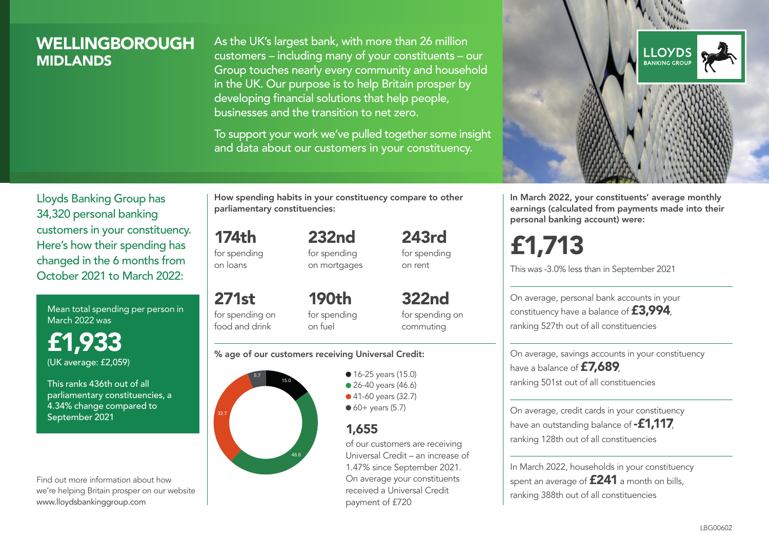# WELLINGBOROUGH
## MIDLANDS

As the UK's largest bank, with more than 26 million customers – including many of your constituents – our Group touches nearly every community and household in the UK. Our purpose is to help Britain prosper by developing financial solutions that help people, businesses and the transition to net zero.

To support your work we've pulled together some insight and data about our customers in your constituency.

Lloyds Banking Group has 34,320 personal banking customers in your constituency. Here's how their spending has changed in the 6 months from October 2021 to March 2022:

Mean total spending per person in March 2022 was

**£1,933**
(UK average: £2,059)

This ranks 436th out of all parliamentary constituencies, a 4.34% change compared to September 2021

Find out more information about how we're helping Britain prosper on our website www.lloydsbankinggroup.com

**How spending habits in your constituency compare to other parliamentary constituencies:**

**174th** for spending on loans

**232nd** for spending on mortgages

**243rd** for spending on rent

**271st** for spending on food and drink

**190th** for spending on fuel

**322nd** for spending on commuting

**% age of our customers receiving Universal Credit:**

- 16-25 years (15.0)
- 26-40 years (46.6)
- 41-60 years (32.7)
- 60+ years (5.7)

**1,655**

of our customers are receiving Universal Credit – an increase of 1.47% since September 2021. On average your constituents received a Universal Credit payment of £720

**In March 2022, your constituents' average monthly earnings (calculated from payments made into their personal banking account) were:**

**£1,713**

This was -3.0% less than in September 2021

On average, personal bank accounts in your constituency have a balance of **£3,994**, ranking 527th out of all constituencies

On average, savings accounts in your constituency have a balance of **£7,689**, ranking 501st out of all constituencies

On average, credit cards in your constituency have an outstanding balance of **-£1,117**, ranking 128th out of all constituencies

In March 2022, households in your constituency spent an average of **£241** a month on bills, ranking 388th out of all constituencies

LBG00602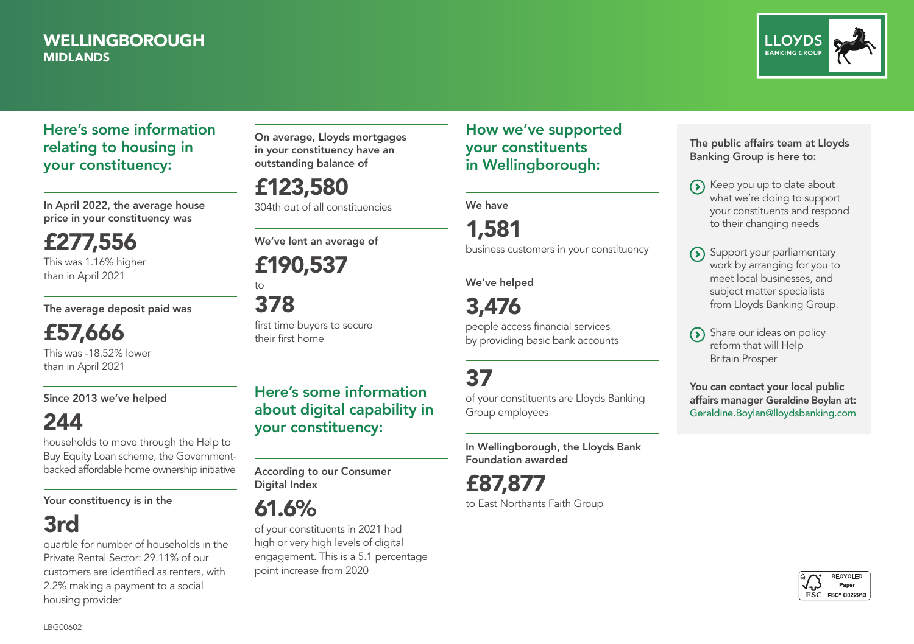# WELLINGBOROUGH
## MIDLANDS

## Here's some information relating to housing in your constituency:

**In April 2022, the average house price in your constituency was**

**£277,556**

This was 1.16% higher than in April 2021

**The average deposit paid was**

**£57,666**

This was -18.52% lower than in April 2021

**Since 2013 we've helped**

**244**

households to move through the Help to Buy Equity Loan scheme, the Government-backed affordable home ownership initiative

**Your constituency is in the**

**3rd**

quartile for number of households in the Private Rental Sector: 29.11% of our customers are identified as renters, with 2.2% making a payment to a social housing provider

**On average, Lloyds mortgages in your constituency have an outstanding balance of**

**£123,580**

304th out of all constituencies

**We've lent an average of**

**£190,537**

to

**378**

first time buyers to secure their first home

## Here's some information about digital capability in your constituency:

**According to our Consumer Digital Index**

**61.6%**

of your constituents in 2021 had high or very high levels of digital engagement. This is a 5.1 percentage point increase from 2020

## How we've supported your constituents in Wellingborough:

**We have**

**1,581**

business customers in your constituency

**We've helped**

**3,476**

people access financial services by providing basic bank accounts

**37**

of your constituents are Lloyds Banking Group employees

**In Wellingborough, the Lloyds Bank Foundation awarded**

**£87,877**

to East Northants Faith Group

**The public affairs team at Lloyds Banking Group is here to:**

- Keep you up to date about what we're doing to support your constituents and respond to their changing needs
- Support your parliamentary work by arranging for you to meet local businesses, and subject matter specialists from Lloyds Banking Group.
- Share our ideas on policy reform that will Help Britain Prosper

**You can contact your local public affairs manager Geraldine Boylan at:**
Geraldine.Boylan@lloydsbanking.com

LBG00602